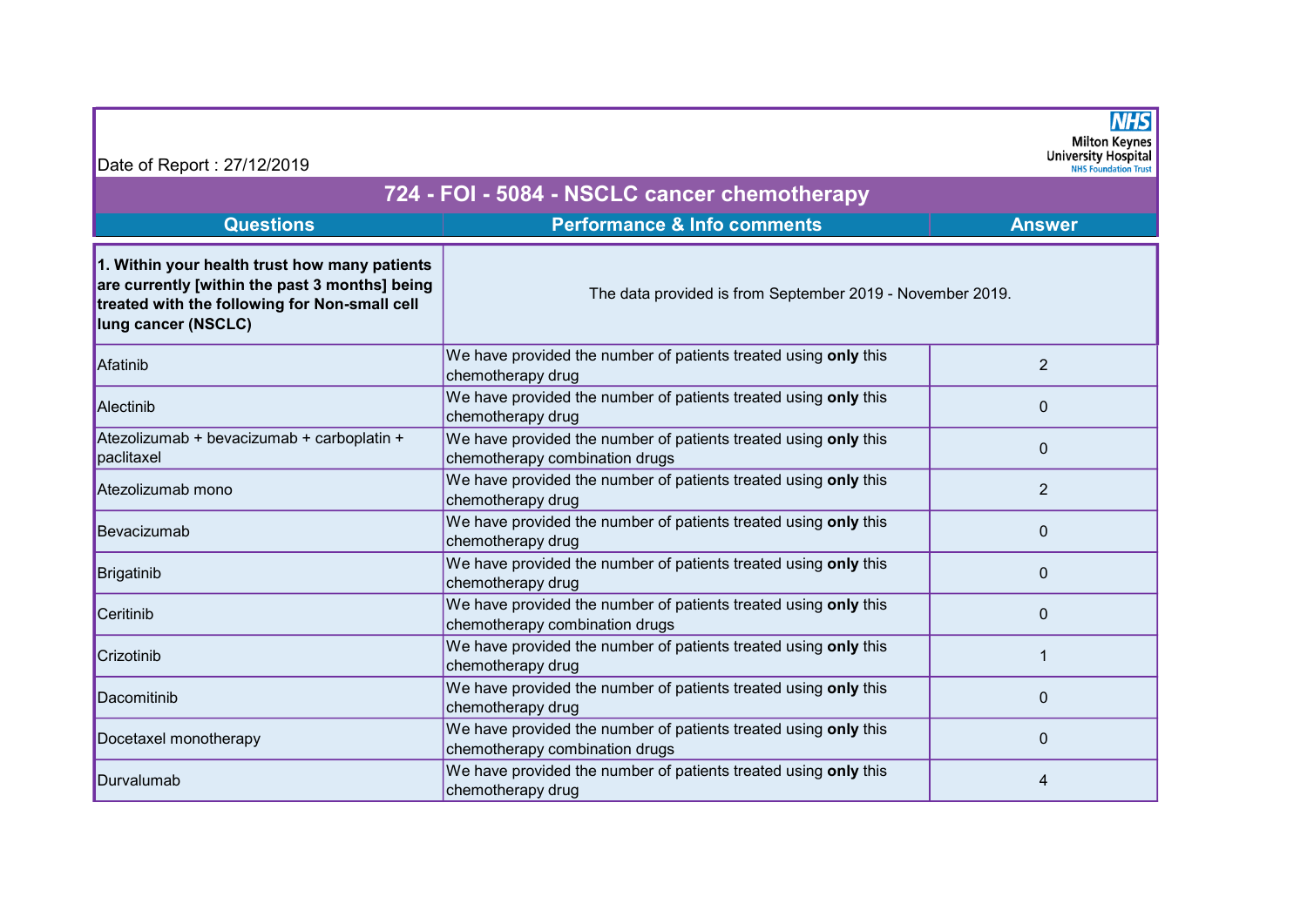Date of Report : 27/12/2019

Milton Keynes University Hospital NHS Foundation Trust

# 724 - FOI - 5084 - NSCLC cancer chemotherapy

| Questions | Performance & Info comments | Answer |
|---|---|---|
| **1. Within your health trust how many patients are currently [within the past 3 months] being treated with the following for Non-small cell lung cancer (NSCLC)** | The data provided is from September 2019 - November 2019. | |
| Afatinib | We have provided the number of patients treated using **only** this chemotherapy drug | 2 |
| Alectinib | We have provided the number of patients treated using **only** this chemotherapy drug | 0 |
| Atezolizumab + bevacizumab + carboplatin + paclitaxel | We have provided the number of patients treated using **only** this chemotherapy combination drugs | 0 |
| Atezolizumab mono | We have provided the number of patients treated using **only** this chemotherapy drug | 2 |
| Bevacizumab | We have provided the number of patients treated using **only** this chemotherapy drug | 0 |
| Brigatinib | We have provided the number of patients treated using **only** this chemotherapy drug | 0 |
| Ceritinib | We have provided the number of patients treated using **only** this chemotherapy combination drugs | 0 |
| Crizotinib | We have provided the number of patients treated using **only** this chemotherapy drug | 1 |
| Dacomitinib | We have provided the number of patients treated using **only** this chemotherapy drug | 0 |
| Docetaxel monotherapy | We have provided the number of patients treated using **only** this chemotherapy combination drugs | 0 |
| Durvalumab | We have provided the number of patients treated using **only** this chemotherapy drug | 4 |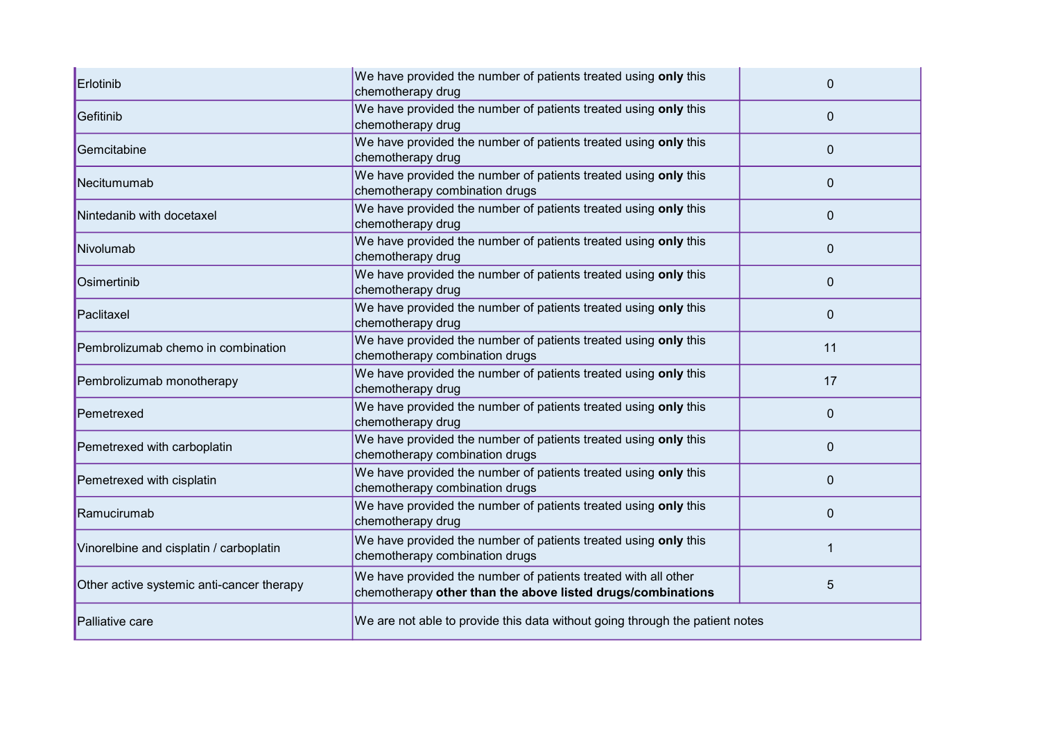| | | |
|---|---|---|
| Erlotinib | We have provided the number of patients treated using **only** this chemotherapy drug | 0 |
| Gefitinib | We have provided the number of patients treated using **only** this chemotherapy drug | 0 |
| Gemcitabine | We have provided the number of patients treated using **only** this chemotherapy drug | 0 |
| Necitumumab | We have provided the number of patients treated using **only** this chemotherapy combination drugs | 0 |
| Nintedanib with docetaxel | We have provided the number of patients treated using **only** this chemotherapy drug | 0 |
| Nivolumab | We have provided the number of patients treated using **only** this chemotherapy drug | 0 |
| Osimertinib | We have provided the number of patients treated using **only** this chemotherapy drug | 0 |
| Paclitaxel | We have provided the number of patients treated using **only** this chemotherapy drug | 0 |
| Pembrolizumab chemo in combination | We have provided the number of patients treated using **only** this chemotherapy combination drugs | 11 |
| Pembrolizumab monotherapy | We have provided the number of patients treated using **only** this chemotherapy drug | 17 |
| Pemetrexed | We have provided the number of patients treated using **only** this chemotherapy drug | 0 |
| Pemetrexed with carboplatin | We have provided the number of patients treated using **only** this chemotherapy combination drugs | 0 |
| Pemetrexed with cisplatin | We have provided the number of patients treated using **only** this chemotherapy combination drugs | 0 |
| Ramucirumab | We have provided the number of patients treated using **only** this chemotherapy drug | 0 |
| Vinorelbine and cisplatin / carboplatin | We have provided the number of patients treated using **only** this chemotherapy combination drugs | 1 |
| Other active systemic anti-cancer therapy | We have provided the number of patients treated with all other chemotherapy **other than the above listed drugs/combinations** | 5 |
| Palliative care | We are not able to provide this data without going through the patient notes | |